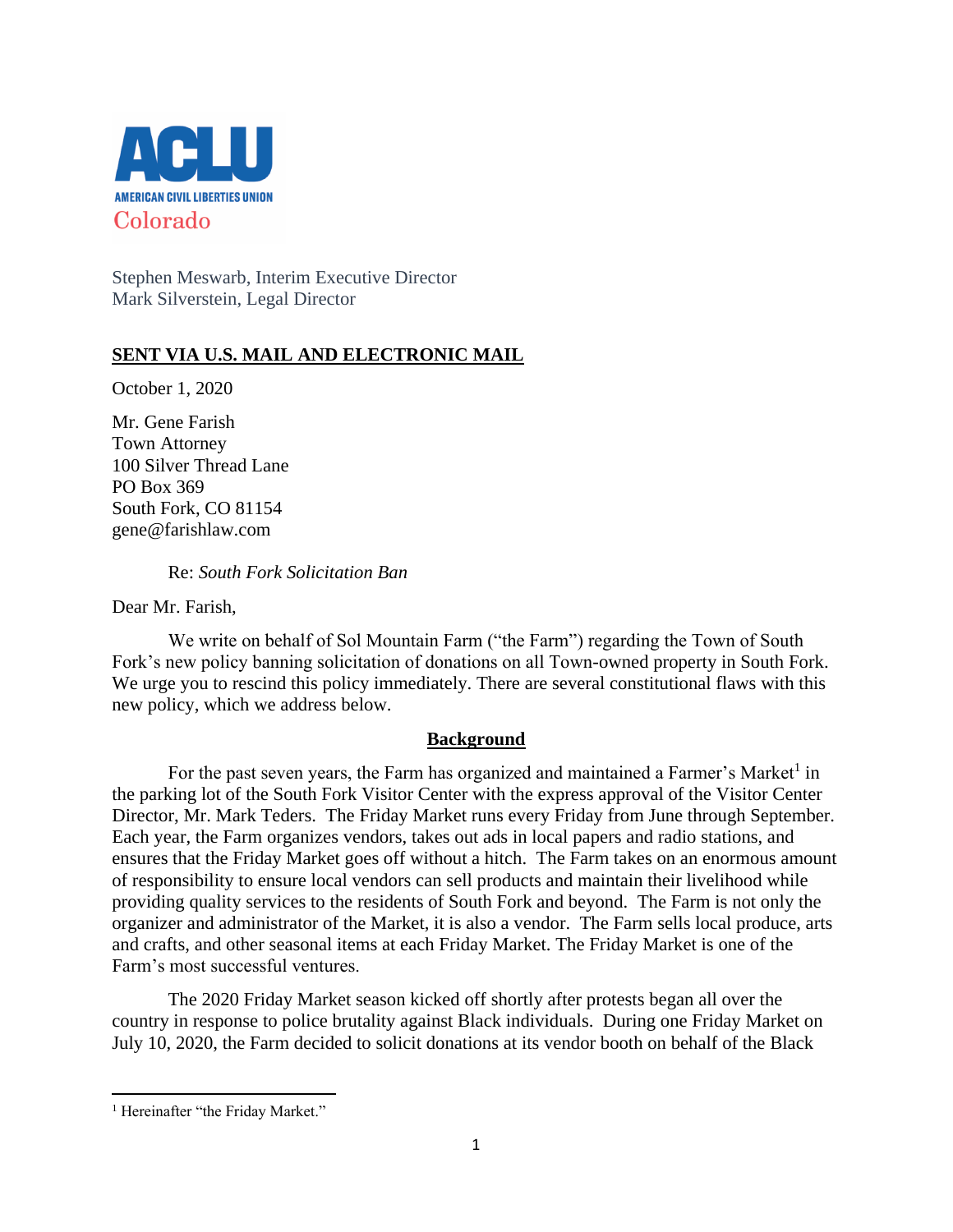ACLU
AMERICAN CIVIL LIBERTIES UNION
Colorado

Stephen Meswarb, Interim Executive Director
Mark Silverstein, Legal Director

**SENT VIA U.S. MAIL AND ELECTRONIC MAIL**

October 1, 2020

Mr. Gene Farish
Town Attorney
100 Silver Thread Lane
PO Box 369
South Fork, CO 81154
gene@farishlaw.com

Re: *South Fork Solicitation Ban*

Dear Mr. Farish,

We write on behalf of Sol Mountain Farm ("the Farm") regarding the Town of South Fork's new policy banning solicitation of donations on all Town-owned property in South Fork. We urge you to rescind this policy immediately. There are several constitutional flaws with this new policy, which we address below.

## Background

For the past seven years, the Farm has organized and maintained a Farmer's Market[1] in the parking lot of the South Fork Visitor Center with the express approval of the Visitor Center Director, Mr. Mark Teders. The Friday Market runs every Friday from June through September. Each year, the Farm organizes vendors, takes out ads in local papers and radio stations, and ensures that the Friday Market goes off without a hitch. The Farm takes on an enormous amount of responsibility to ensure local vendors can sell products and maintain their livelihood while providing quality services to the residents of South Fork and beyond. The Farm is not only the organizer and administrator of the Market, it is also a vendor. The Farm sells local produce, arts and crafts, and other seasonal items at each Friday Market. The Friday Market is one of the Farm's most successful ventures.

The 2020 Friday Market season kicked off shortly after protests began all over the country in response to police brutality against Black individuals. During one Friday Market on July 10, 2020, the Farm decided to solicit donations at its vendor booth on behalf of the Black

---

[1] Hereinafter "the Friday Market."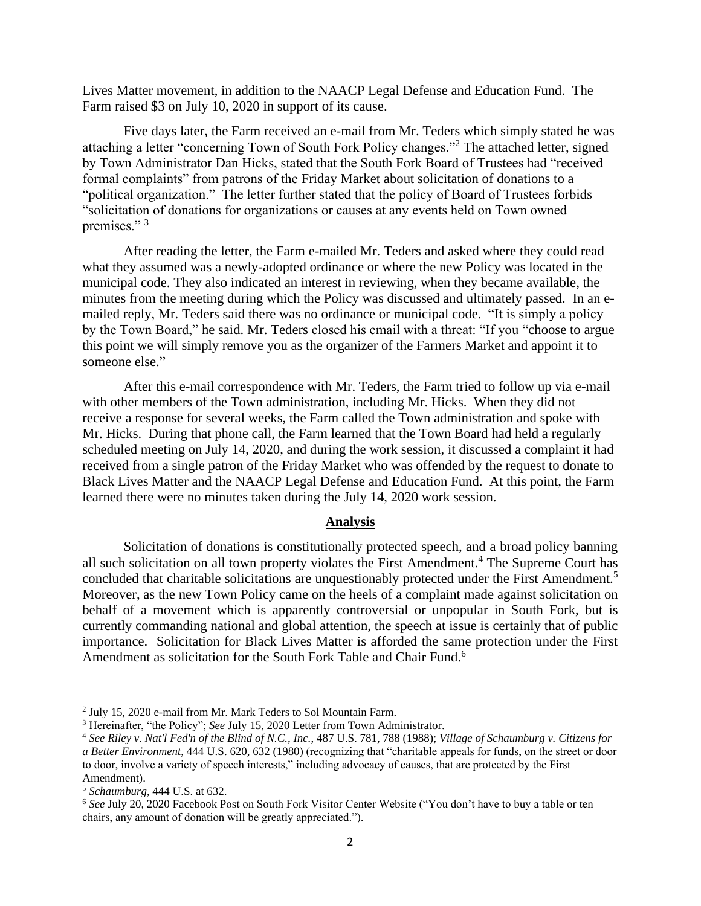Lives Matter movement, in addition to the NAACP Legal Defense and Education Fund. The Farm raised $3 on July 10, 2020 in support of its cause.

Five days later, the Farm received an e-mail from Mr. Teders which simply stated he was attaching a letter "concerning Town of South Fork Policy changes."[2] The attached letter, signed by Town Administrator Dan Hicks, stated that the South Fork Board of Trustees had "received formal complaints" from patrons of the Friday Market about solicitation of donations to a "political organization." The letter further stated that the policy of Board of Trustees forbids "solicitation of donations for organizations or causes at any events held on Town owned premises." [3]

After reading the letter, the Farm e-mailed Mr. Teders and asked where they could read what they assumed was a newly-adopted ordinance or where the new Policy was located in the municipal code. They also indicated an interest in reviewing, when they became available, the minutes from the meeting during which the Policy was discussed and ultimately passed. In an e-mailed reply, Mr. Teders said there was no ordinance or municipal code. "It is simply a policy by the Town Board," he said. Mr. Teders closed his email with a threat: "If you "choose to argue this point we will simply remove you as the organizer of the Farmers Market and appoint it to someone else."

After this e-mail correspondence with Mr. Teders, the Farm tried to follow up via e-mail with other members of the Town administration, including Mr. Hicks. When they did not receive a response for several weeks, the Farm called the Town administration and spoke with Mr. Hicks. During that phone call, the Farm learned that the Town Board had held a regularly scheduled meeting on July 14, 2020, and during the work session, it discussed a complaint it had received from a single patron of the Friday Market who was offended by the request to donate to Black Lives Matter and the NAACP Legal Defense and Education Fund. At this point, the Farm learned there were no minutes taken during the July 14, 2020 work session.

## Analysis

Solicitation of donations is constitutionally protected speech, and a broad policy banning all such solicitation on all town property violates the First Amendment.[4] The Supreme Court has concluded that charitable solicitations are unquestionably protected under the First Amendment.[5] Moreover, as the new Town Policy came on the heels of a complaint made against solicitation on behalf of a movement which is apparently controversial or unpopular in South Fork, but is currently commanding national and global attention, the speech at issue is certainly that of public importance. Solicitation for Black Lives Matter is afforded the same protection under the First Amendment as solicitation for the South Fork Table and Chair Fund.[6]

---

[2] July 15, 2020 e-mail from Mr. Mark Teders to Sol Mountain Farm.

[3] Hereinafter, "the Policy"; *See* July 15, 2020 Letter from Town Administrator.

[4] *See Riley v. Nat'l Fed'n of the Blind of N.C., Inc.*, 487 U.S. 781, 788 (1988); *Village of Schaumburg v. Citizens for a Better Environment*, 444 U.S. 620, 632 (1980) (recognizing that "charitable appeals for funds, on the street or door to door, involve a variety of speech interests," including advocacy of causes, that are protected by the First Amendment).

[5] *Schaumburg*, 444 U.S. at 632.

[6] *See* July 20, 2020 Facebook Post on South Fork Visitor Center Website ("You don't have to buy a table or ten chairs, any amount of donation will be greatly appreciated.").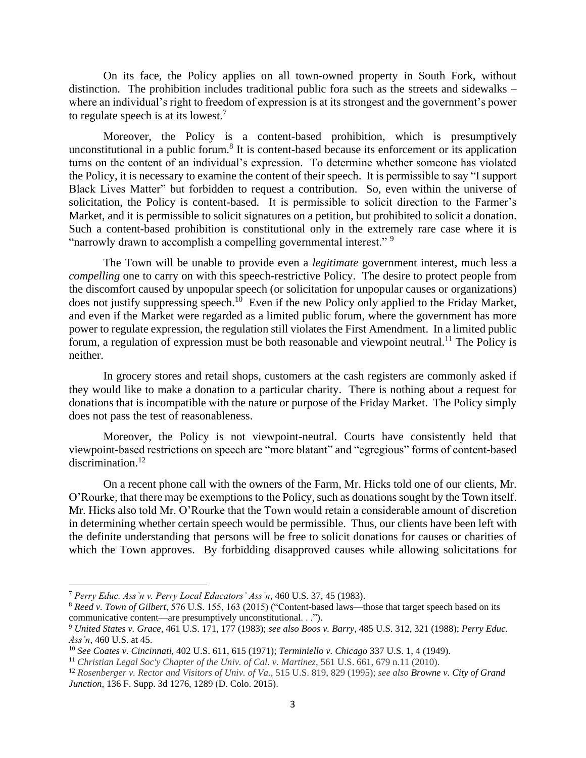On its face, the Policy applies on all town-owned property in South Fork, without distinction. The prohibition includes traditional public fora such as the streets and sidewalks – where an individual's right to freedom of expression is at its strongest and the government's power to regulate speech is at its lowest.[7]

Moreover, the Policy is a content-based prohibition, which is presumptively unconstitutional in a public forum.[8] It is content-based because its enforcement or its application turns on the content of an individual's expression. To determine whether someone has violated the Policy, it is necessary to examine the content of their speech. It is permissible to say "I support Black Lives Matter" but forbidden to request a contribution. So, even within the universe of solicitation, the Policy is content-based. It is permissible to solicit direction to the Farmer's Market, and it is permissible to solicit signatures on a petition, but prohibited to solicit a donation. Such a content-based prohibition is constitutional only in the extremely rare case where it is "narrowly drawn to accomplish a compelling governmental interest."[9]

The Town will be unable to provide even a *legitimate* government interest, much less a *compelling* one to carry on with this speech-restrictive Policy. The desire to protect people from the discomfort caused by unpopular speech (or solicitation for unpopular causes or organizations) does not justify suppressing speech.[10] Even if the new Policy only applied to the Friday Market, and even if the Market were regarded as a limited public forum, where the government has more power to regulate expression, the regulation still violates the First Amendment. In a limited public forum, a regulation of expression must be both reasonable and viewpoint neutral.[11] The Policy is neither.

In grocery stores and retail shops, customers at the cash registers are commonly asked if they would like to make a donation to a particular charity. There is nothing about a request for donations that is incompatible with the nature or purpose of the Friday Market. The Policy simply does not pass the test of reasonableness.

Moreover, the Policy is not viewpoint-neutral. Courts have consistently held that viewpoint-based restrictions on speech are "more blatant" and "egregious" forms of content-based discrimination.[12]

On a recent phone call with the owners of the Farm, Mr. Hicks told one of our clients, Mr. O'Rourke, that there may be exemptions to the Policy, such as donations sought by the Town itself. Mr. Hicks also told Mr. O'Rourke that the Town would retain a considerable amount of discretion in determining whether certain speech would be permissible. Thus, our clients have been left with the definite understanding that persons will be free to solicit donations for causes or charities of which the Town approves. By forbidding disapproved causes while allowing solicitations for

---

[7] *Perry Educ. Ass'n v. Perry Local Educators' Ass'n*, 460 U.S. 37, 45 (1983).

[8] *Reed v. Town of Gilbert*, 576 U.S. 155, 163 (2015) ("Content-based laws—those that target speech based on its communicative content—are presumptively unconstitutional. . .").

[9] *United States v. Grace*, 461 U.S. 171, 177 (1983); *see also Boos v. Barry*, 485 U.S. 312, 321 (1988); *Perry Educ. Ass'n*, 460 U.S. at 45.

[10] *See Coates v. Cincinnati*, 402 U.S. 611, 615 (1971); *Terminiello v. Chicago* 337 U.S. 1, 4 (1949).

[11] *Christian Legal Soc'y Chapter of the Univ. of Cal. v. Martinez*, 561 U.S. 661, 679 n.11 (2010).

[12] *Rosenberger v. Rector and Visitors of Univ. of Va.*, 515 U.S. 819, 829 (1995); *see also* **Browne v. City of Grand Junction**, 136 F. Supp. 3d 1276, 1289 (D. Colo. 2015).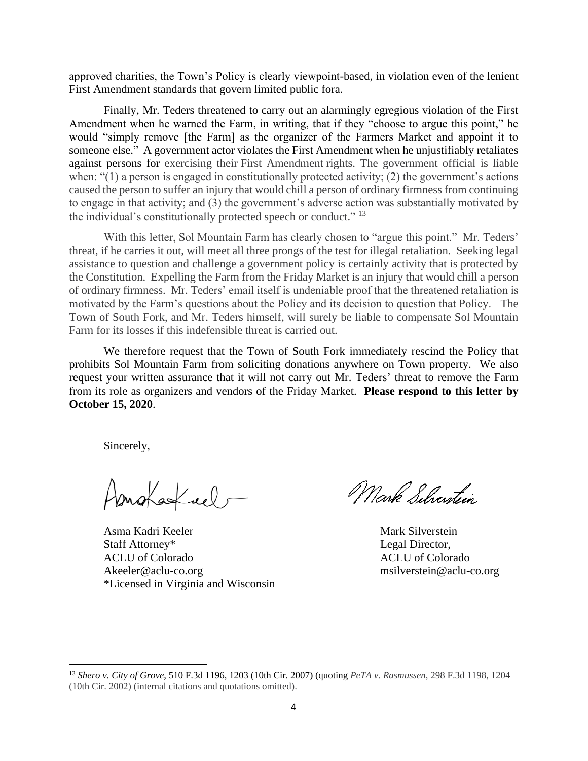approved charities, the Town's Policy is clearly viewpoint-based, in violation even of the lenient First Amendment standards that govern limited public fora.

Finally, Mr. Teders threatened to carry out an alarmingly egregious violation of the First Amendment when he warned the Farm, in writing, that if they "choose to argue this point," he would "simply remove [the Farm] as the organizer of the Farmers Market and appoint it to someone else." A government actor violates the First Amendment when he unjustifiably retaliates against persons for exercising their First Amendment rights. The government official is liable when: "(1) a person is engaged in constitutionally protected activity; (2) the government's actions caused the person to suffer an injury that would chill a person of ordinary firmness from continuing to engage in that activity; and (3) the government's adverse action was substantially motivated by the individual's constitutionally protected speech or conduct." [13]

With this letter, Sol Mountain Farm has clearly chosen to "argue this point." Mr. Teders' threat, if he carries it out, will meet all three prongs of the test for illegal retaliation. Seeking legal assistance to question and challenge a government policy is certainly activity that is protected by the Constitution. Expelling the Farm from the Friday Market is an injury that would chill a person of ordinary firmness. Mr. Teders' email itself is undeniable proof that the threatened retaliation is motivated by the Farm's questions about the Policy and its decision to question that Policy. The Town of South Fork, and Mr. Teders himself, will surely be liable to compensate Sol Mountain Farm for its losses if this indefensible threat is carried out.

We therefore request that the Town of South Fork immediately rescind the Policy that prohibits Sol Mountain Farm from soliciting donations anywhere on Town property. We also request your written assurance that it will not carry out Mr. Teders' threat to remove the Farm from its role as organizers and vendors of the Friday Market. **Please respond to this letter by October 15, 2020**.

Sincerely,

Asma Kadri Keeler
Staff Attorney*
ACLU of Colorado
Akeeler@aclu-co.org
*Licensed in Virginia and Wisconsin

Mark Silverstein
Legal Director,
ACLU of Colorado
msilverstein@aclu-co.org

[13] *Shero v. City of Grove*, 510 F.3d 1196, 1203 (10th Cir. 2007) (quoting *PeTA v. Rasmussen*, 298 F.3d 1198, 1204 (10th Cir. 2002) (internal citations and quotations omitted).